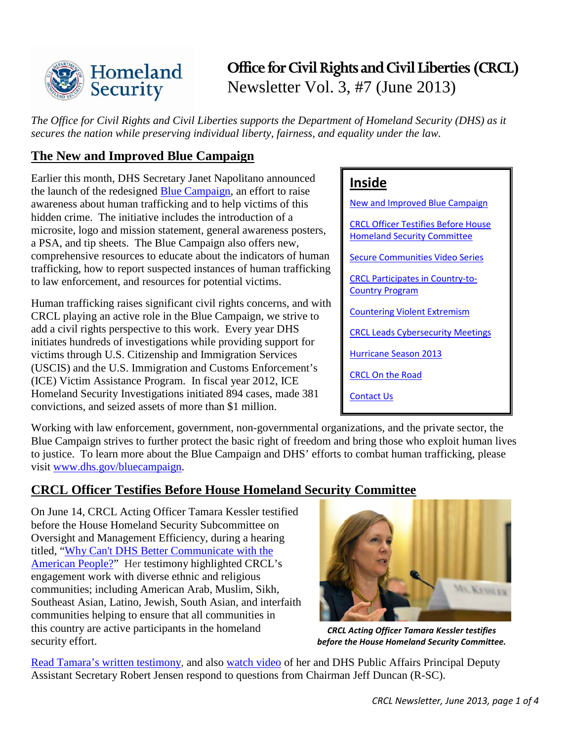# Office for Civil Rights and Civil Liberties (CRCL) Newsletter Vol. 3, #7 (June 2013)

*The Office for Civil Rights and Civil Liberties supports the Department of Homeland Security (DHS) as it secures the nation while preserving individual liberty, fairness, and equality under the law.*

## Inside

- New and Improved Blue Campaign
- CRCL Officer Testifies Before House Homeland Security Committee
- Secure Communities Video Series
- CRCL Participates in Country-to-Country Program
- Countering Violent Extremism
- CRCL Leads Cybersecurity Meetings
- Hurricane Season 2013
- CRCL On the Road
- Contact Us

## The New and Improved Blue Campaign

Earlier this month, DHS Secretary Janet Napolitano announced the launch of the redesigned Blue Campaign, an effort to raise awareness about human trafficking and to help victims of this hidden crime. The initiative includes the introduction of a microsite, logo and mission statement, general awareness posters, a PSA, and tip sheets. The Blue Campaign also offers new, comprehensive resources to educate about the indicators of human trafficking, how to report suspected instances of human trafficking to law enforcement, and resources for potential victims.

Human trafficking raises significant civil rights concerns, and with CRCL playing an active role in the Blue Campaign, we strive to add a civil rights perspective to this work. Every year DHS initiates hundreds of investigations while providing support for victims through U.S. Citizenship and Immigration Services (USCIS) and the U.S. Immigration and Customs Enforcement's (ICE) Victim Assistance Program. In fiscal year 2012, ICE Homeland Security Investigations initiated 894 cases, made 381 convictions, and seized assets of more than $1 million.

Working with law enforcement, government, non-governmental organizations, and the private sector, the Blue Campaign strives to further protect the basic right of freedom and bring those who exploit human lives to justice. To learn more about the Blue Campaign and DHS' efforts to combat human trafficking, please visit www.dhs.gov/bluecampaign.

## CRCL Officer Testifies Before House Homeland Security Committee

On June 14, CRCL Acting Officer Tamara Kessler testified before the House Homeland Security Subcommittee on Oversight and Management Efficiency, during a hearing titled, "Why Can't DHS Better Communicate with the American People?" Her testimony highlighted CRCL's engagement work with diverse ethnic and religious communities; including American Arab, Muslim, Sikh, Southeast Asian, Latino, Jewish, South Asian, and interfaith communities helping to ensure that all communities in this country are active participants in the homeland security effort.

***CRCL Acting Officer Tamara Kessler testifies before the House Homeland Security Committee.***

Read Tamara's written testimony, and also watch video of her and DHS Public Affairs Principal Deputy Assistant Secretary Robert Jensen respond to questions from Chairman Jeff Duncan (R-SC).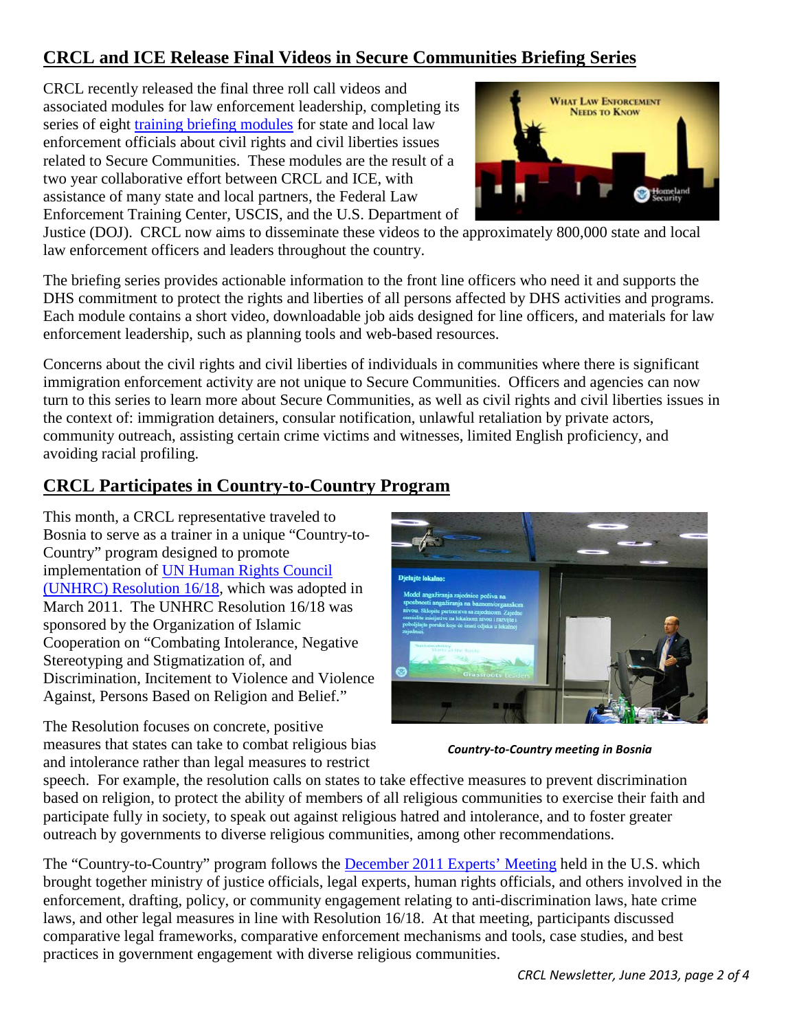## CRCL and ICE Release Final Videos in Secure Communities Briefing Series

CRCL recently released the final three roll call videos and associated modules for law enforcement leadership, completing its series of eight training briefing modules for state and local law enforcement officials about civil rights and civil liberties issues related to Secure Communities. These modules are the result of a two year collaborative effort between CRCL and ICE, with assistance of many state and local partners, the Federal Law Enforcement Training Center, USCIS, and the U.S. Department of Justice (DOJ). CRCL now aims to disseminate these videos to the approximately 800,000 state and local law enforcement officers and leaders throughout the country.

The briefing series provides actionable information to the front line officers who need it and supports the DHS commitment to protect the rights and liberties of all persons affected by DHS activities and programs. Each module contains a short video, downloadable job aids designed for line officers, and materials for law enforcement leadership, such as planning tools and web-based resources.

Concerns about the civil rights and civil liberties of individuals in communities where there is significant immigration enforcement activity are not unique to Secure Communities. Officers and agencies can now turn to this series to learn more about Secure Communities, as well as civil rights and civil liberties issues in the context of: immigration detainers, consular notification, unlawful retaliation by private actors, community outreach, assisting certain crime victims and witnesses, limited English proficiency, and avoiding racial profiling.

## CRCL Participates in Country-to-Country Program

This month, a CRCL representative traveled to Bosnia to serve as a trainer in a unique "Country-to-Country" program designed to promote implementation of UN Human Rights Council (UNHRC) Resolution 16/18, which was adopted in March 2011. The UNHRC Resolution 16/18 was sponsored by the Organization of Islamic Cooperation on "Combating Intolerance, Negative Stereotyping and Stigmatization of, and Discrimination, Incitement to Violence and Violence Against, Persons Based on Religion and Belief."

*Country-to-Country meeting in Bosnia*

The Resolution focuses on concrete, positive measures that states can take to combat religious bias and intolerance rather than legal measures to restrict speech. For example, the resolution calls on states to take effective measures to prevent discrimination based on religion, to protect the ability of members of all religious communities to exercise their faith and participate fully in society, to speak out against religious hatred and intolerance, and to foster greater outreach by governments to diverse religious communities, among other recommendations.

The "Country-to-Country" program follows the December 2011 Experts' Meeting held in the U.S. which brought together ministry of justice officials, legal experts, human rights officials, and others involved in the enforcement, drafting, policy, or community engagement relating to anti-discrimination laws, hate crime laws, and other legal measures in line with Resolution 16/18. At that meeting, participants discussed comparative legal frameworks, comparative enforcement mechanisms and tools, case studies, and best practices in government engagement with diverse religious communities.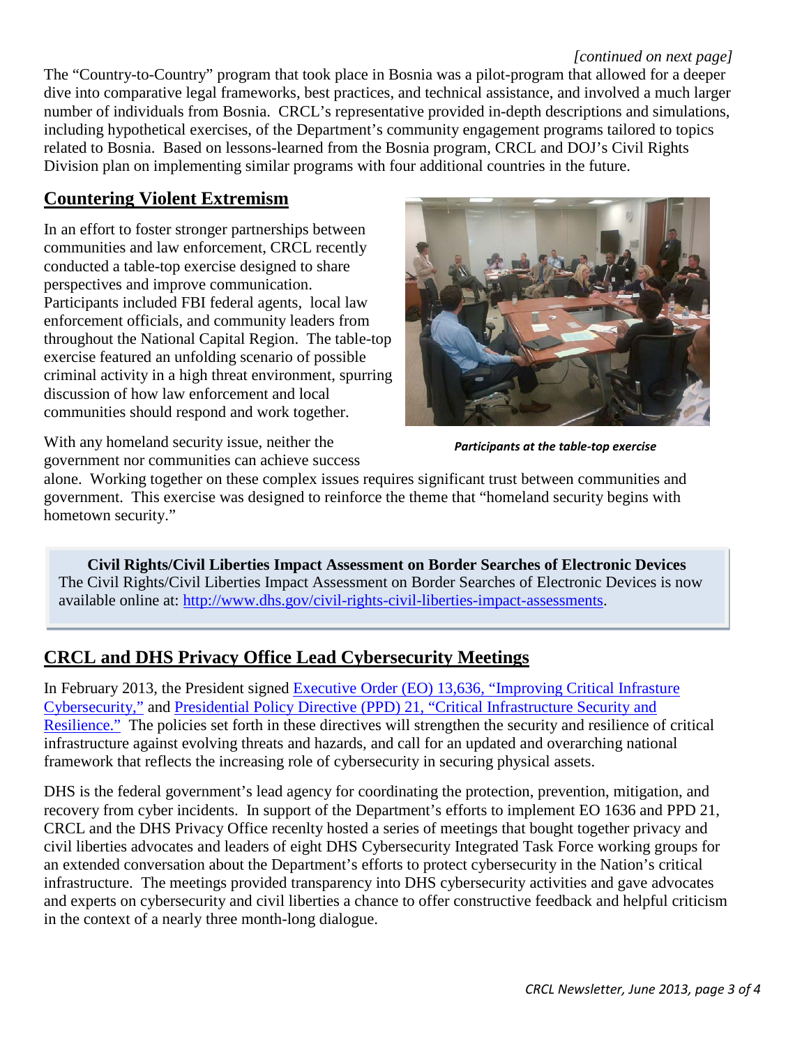*[continued on next page]*

The "Country-to-Country" program that took place in Bosnia was a pilot-program that allowed for a deeper dive into comparative legal frameworks, best practices, and technical assistance, and involved a much larger number of individuals from Bosnia. CRCL's representative provided in-depth descriptions and simulations, including hypothetical exercises, of the Department's community engagement programs tailored to topics related to Bosnia. Based on lessons-learned from the Bosnia program, CRCL and DOJ's Civil Rights Division plan on implementing similar programs with four additional countries in the future.

## Countering Violent Extremism

In an effort to foster stronger partnerships between communities and law enforcement, CRCL recently conducted a table-top exercise designed to share perspectives and improve communication. Participants included FBI federal agents, local law enforcement officials, and community leaders from throughout the National Capital Region. The table-top exercise featured an unfolding scenario of possible criminal activity in a high threat environment, spurring discussion of how law enforcement and local communities should respond and work together.

*Participants at the table-top exercise*

With any homeland security issue, neither the government nor communities can achieve success alone. Working together on these complex issues requires significant trust between communities and government. This exercise was designed to reinforce the theme that "homeland security begins with hometown security."

> **Civil Rights/Civil Liberties Impact Assessment on Border Searches of Electronic Devices**
> The Civil Rights/Civil Liberties Impact Assessment on Border Searches of Electronic Devices is now available online at: http://www.dhs.gov/civil-rights-civil-liberties-impact-assessments.

## CRCL and DHS Privacy Office Lead Cybersecurity Meetings

In February 2013, the President signed Executive Order (EO) 13,636, "Improving Critical Infrastructure Cybersecurity," and Presidential Policy Directive (PPD) 21, "Critical Infrastructure Security and Resilience." The policies set forth in these directives will strengthen the security and resilience of critical infrastructure against evolving threats and hazards, and call for an updated and overarching national framework that reflects the increasing role of cybersecurity in securing physical assets.

DHS is the federal government's lead agency for coordinating the protection, prevention, mitigation, and recovery from cyber incidents. In support of the Department's efforts to implement EO 1636 and PPD 21, CRCL and the DHS Privacy Office recenlty hosted a series of meetings that bought together privacy and civil liberties advocates and leaders of eight DHS Cybersecurity Integrated Task Force working groups for an extended conversation about the Department's efforts to protect cybersecurity in the Nation's critical infrastructure. The meetings provided transparency into DHS cybersecurity activities and gave advocates and experts on cybersecurity and civil liberties a chance to offer constructive feedback and helpful criticism in the context of a nearly three month-long dialogue.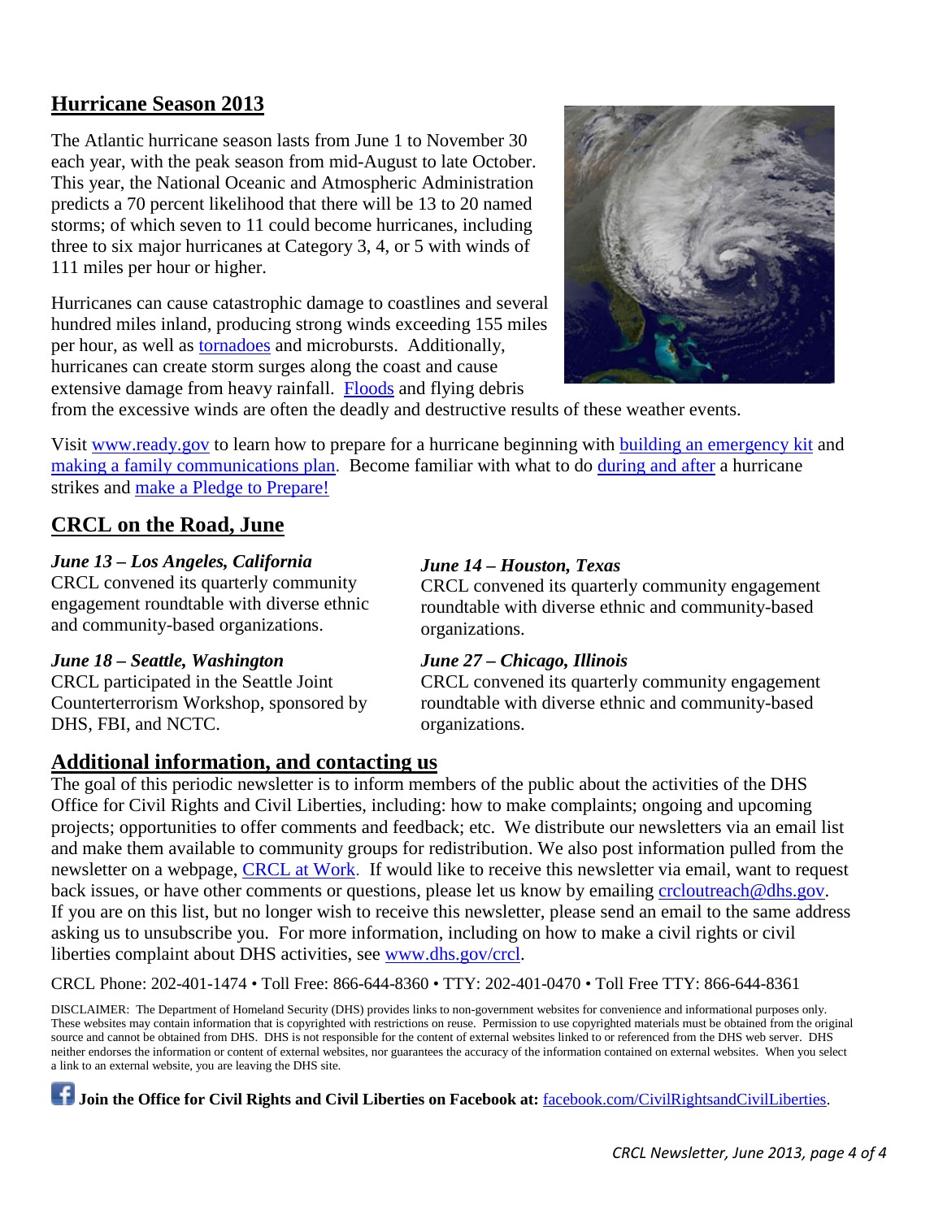## Hurricane Season 2013

The Atlantic hurricane season lasts from June 1 to November 30 each year, with the peak season from mid-August to late October. This year, the National Oceanic and Atmospheric Administration predicts a 70 percent likelihood that there will be 13 to 20 named storms; of which seven to 11 could become hurricanes, including three to six major hurricanes at Category 3, 4, or 5 with winds of 111 miles per hour or higher.

Hurricanes can cause catastrophic damage to coastlines and several hundred miles inland, producing strong winds exceeding 155 miles per hour, as well as tornadoes and microbursts. Additionally, hurricanes can create storm surges along the coast and cause extensive damage from heavy rainfall. Floods and flying debris from the excessive winds are often the deadly and destructive results of these weather events.

Visit www.ready.gov to learn how to prepare for a hurricane beginning with building an emergency kit and making a family communications plan. Become familiar with what to do during and after a hurricane strikes and make a Pledge to Prepare!

## CRCL on the Road, June

***June 13 – Los Angeles, California***
CRCL convened its quarterly community engagement roundtable with diverse ethnic and community-based organizations.

***June 14 – Houston, Texas***
CRCL convened its quarterly community engagement roundtable with diverse ethnic and community-based organizations.

***June 18 – Seattle, Washington***
CRCL participated in the Seattle Joint Counterterrorism Workshop, sponsored by DHS, FBI, and NCTC.

***June 27 – Chicago, Illinois***
CRCL convened its quarterly community engagement roundtable with diverse ethnic and community-based organizations.

## Additional information, and contacting us

The goal of this periodic newsletter is to inform members of the public about the activities of the DHS Office for Civil Rights and Civil Liberties, including: how to make complaints; ongoing and upcoming projects; opportunities to offer comments and feedback; etc. We distribute our newsletters via an email list and make them available to community groups for redistribution. We also post information pulled from the newsletter on a webpage, CRCL at Work. If you would like to receive this newsletter via email, want to request back issues, or have other comments or questions, please let us know by emailing crcloutreach@dhs.gov. If you are on this list, but no longer wish to receive this newsletter, please send an email to the same address asking us to unsubscribe you. For more information, including on how to make a civil rights or civil liberties complaint about DHS activities, see www.dhs.gov/crcl.

CRCL Phone: 202-401-1474 • Toll Free: 866-644-8360 • TTY: 202-401-0470 • Toll Free TTY: 866-644-8361

DISCLAIMER: The Department of Homeland Security (DHS) provides links to non-government websites for convenience and informational purposes only. These websites may contain information that is copyrighted with restrictions on reuse. Permission to use copyrighted materials must be obtained from the original source and cannot be obtained from DHS. DHS is not responsible for the content of external websites linked to or referenced from the DHS web server. DHS neither endorses the information or content of external websites, nor guarantees the accuracy of the information contained on external websites. When you select a link to an external website, you are leaving the DHS site.

**Join the Office for Civil Rights and Civil Liberties on Facebook at:** facebook.com/CivilRightsandCivilLiberties.